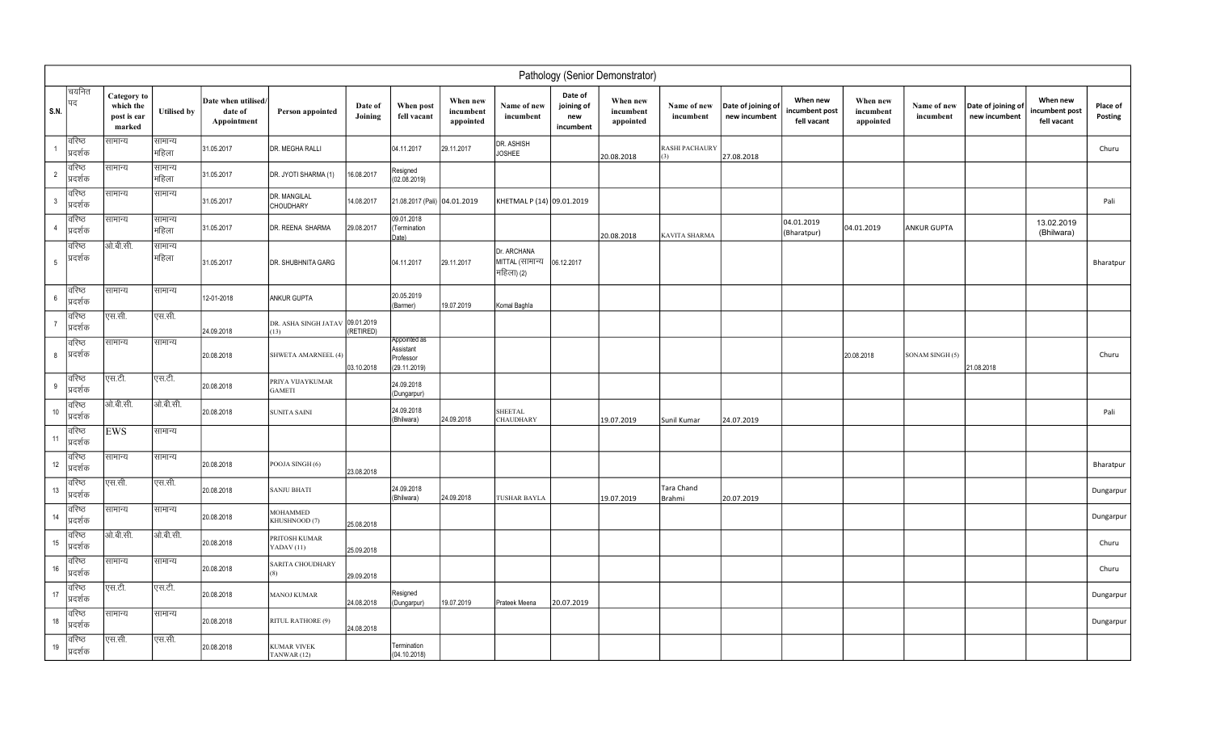# Pathology (Senior Demonstrator)

| S.N. | चयनित पद | Category to which the post is ear marked | Utilised by | Date when utilised/ date of Appointment | Person appointed | Date of Joining | When post fell vacant | When new incumbent appointed | Name of new incumbent | Date of joining of new incumbent | When new incumbent appointed | Name of new incumbent | Date of joining of new incumbent | When new incumbent post fell vacant | When new incumbent appointed | Name of new incumbent | Date of joining of new incumbent | When new incumbent post fell vacant | Place of Posting |
|---|---|---|---|---|---|---|---|---|---|---|---|---|---|---|---|---|---|---|---|
| 1 | वरिष्ठ प्रदर्शक | सामान्य | सामान्य महिला | 31.05.2017 | DR. MEGHA RALLI | | 04.11.2017 | 29.11.2017 | DR. ASHISH JOSHEE | | 20.08.2018 | RASHI PACHAURY (3) | 27.08.2018 | | | | | | Churu |
| 2 | वरिष्ठ प्रदर्शक | सामान्य | सामान्य महिला | 31.05.2017 | DR. JYOTI SHARMA (1) | 16.08.2017 | Resigned (02.08.2019) | | | | | | | | | | | | |
| 3 | वरिष्ठ प्रदर्शक | सामान्य | सामान्य | 31.05.2017 | DR. MANGILAL CHOUDHARY | 14.08.2017 | 21.08.2017 (Pali) | 04.01.2019 | KHETMAL P (14) | 09.01.2019 | | | | | | | | | Pali |
| 4 | वरिष्ठ प्रदर्शक | सामान्य | सामान्य महिला | 31.05.2017 | DR. REENA SHARMA | 29.08.2017 | 09.01.2018 (Termination Date) | | | | 20.08.2018 | KAVITA SHARMA | | 04.01.2019 (Bharatpur) | 04.01.2019 | ANKUR GUPTA | | 13.02.2019 (Bhilwara) | |
| 5 | वरिष्ठ प्रदर्शक | ओ.बी.सी. | सामान्य महिला | 31.05.2017 | DR. SHUBHNITA GARG | | 04.11.2017 | 29.11.2017 | Dr. ARCHANA MITTAL (सामान्य महिला) (2) | 06.12.2017 | | | | | | | | | Bharatpur |
| 6 | वरिष्ठ प्रदर्शक | सामान्य | सामान्य | 12-01-2018 | ANKUR GUPTA | | 20.05.2019 (Barmer) | 19.07.2019 | Komal Baghla | | | | | | | | | | |
| 7 | वरिष्ठ प्रदर्शक | एस.सी. | एस.सी. | 24.09.2018 | DR. ASHA SINGH JATAV (13) | 09.01.2019 (RETIRED) | | | | | | | | | | | | | |
| 8 | वरिष्ठ प्रदर्शक | सामान्य | सामान्य | 20.08.2018 | SHWETA AMARNEEL (4) | 03.10.2018 | Appointed as Assistant Professor (29.11.2019) | | | | | | | | 20.08.2018 | SONAM SINGH (5) | 21.08.2018 | | Churu |
| 9 | वरिष्ठ प्रदर्शक | एस.टी. | एस.टी. | 20.08.2018 | PRIYA VIJAYKUMAR GAMETI | | 24.09.2018 (Dungarpur) | | | | | | | | | | | | |
| 10 | वरिष्ठ प्रदर्शक | ओ.बी.सी. | ओ.बी.सी. | 20.08.2018 | SUNITA SAINI | | 24.09.2018 (Bhilwara) | 24.09.2018 | SHEETAL CHAUDHARY | | 19.07.2019 | Sunil Kumar | 24.07.2019 | | | | | | Pali |
| 11 | वरिष्ठ प्रदर्शक | EWS | सामान्य | | | | | | | | | | | | | | | | |
| 12 | वरिष्ठ प्रदर्शक | सामान्य | सामान्य | 20.08.2018 | POOJA SINGH (6) | 23.08.2018 | | | | | | | | | | | | | Bharatpur |
| 13 | वरिष्ठ प्रदर्शक | एस.सी. | एस.सी. | 20.08.2018 | SANJU BHATI | | 24.09.2018 (Bhilwara) | 24.09.2018 | TUSHAR BAYLA | | 19.07.2019 | Tara Chand Brahmi | 20.07.2019 | | | | | | Dungarpur |
| 14 | वरिष्ठ प्रदर्शक | सामान्य | सामान्य | 20.08.2018 | MOHAMMED KHUSHNOOD (7) | 25.08.2018 | | | | | | | | | | | | | Dungarpur |
| 15 | वरिष्ठ प्रदर्शक | ओ.बी.सी. | ओ.बी.सी. | 20.08.2018 | PRITOSH KUMAR YADAV (11) | 25.09.2018 | | | | | | | | | | | | | Churu |
| 16 | वरिष्ठ प्रदर्शक | सामान्य | सामान्य | 20.08.2018 | SARITA CHOUDHARY (8) | 29.09.2018 | | | | | | | | | | | | | Churu |
| 17 | वरिष्ठ प्रदर्शक | एस.टी. | एस.टी. | 20.08.2018 | MANOJ KUMAR | 24.08.2018 | Resigned (Dungarpur) | 19.07.2019 | Prateek Meena | 20.07.2019 | | | | | | | | | Dungarpur |
| 18 | वरिष्ठ प्रदर्शक | सामान्य | सामान्य | 20.08.2018 | RITUL RATHORE (9) | 24.08.2018 | | | | | | | | | | | | | Dungarpur |
| 19 | वरिष्ठ प्रदर्शक | एस.सी. | एस.सी. | 20.08.2018 | KUMAR VIVEK TANWAR (12) | | Termination (04.10.2018) | | | | | | | | | | | | |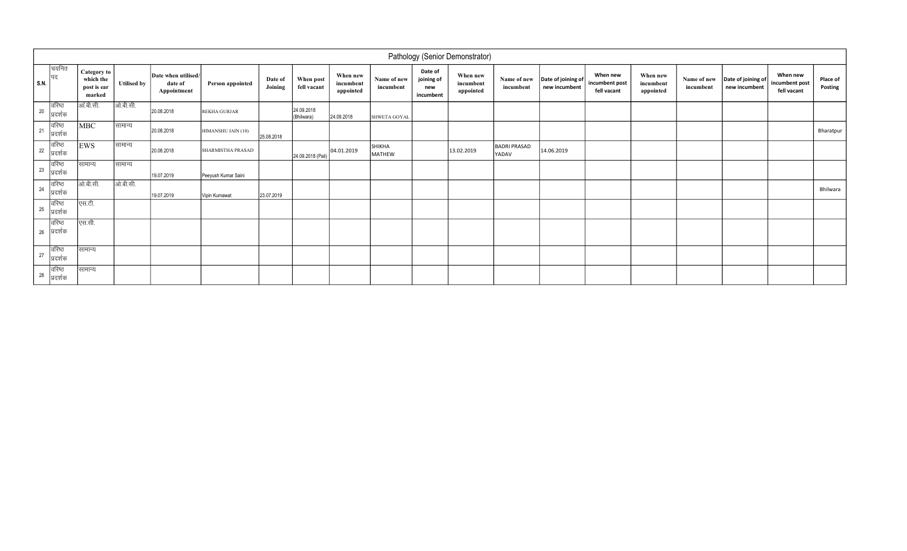| Pathology (Senior Demonstrator) | | | | | | | | | | | | | | | | | | | | |
|---|---|---|---|---|---|---|---|---|---|---|---|---|---|---|---|---|---|---|---|---|
| S.N. | चयनित पद | Category to which the post is ear marked | Utilised by | Date when utilised/ date of Appointment | Person appointed | Date of Joining | When post fell vacant | When new incumbent appointed | Name of new incumbent | Date of joining of new incumbent | When new incumbent appointed | Name of new incumbent | Date of joining of new incumbent | When new incumbent post fell vacant | When new incumbent appointed | Name of new incumbent | Date of joining of new incumbent | When new incumbent post fell vacant | Place of Posting |
| 20 | वरिष्ठ प्रदर्शक | ओ.बी.सी. | ओ.बी.सी. | 20.08.2018 | REKHA GURJAR | | 24.09.2018 (Bhilwara) | 24.09.2018 | SHWETA GOYAL | | | | | | | | | | |
| 21 | वरिष्ठ प्रदर्शक | MBC | सामान्य | 20.08.2018 | HIMANSHU JAIN (10) | 25.08.2018 | | | | | | | | | | | | | Bharatpur |
| 22 | वरिष्ठ प्रदर्शक | EWS | सामान्य | 20.08.2018 | SHARMISTHA PRASAD | | 24.09.2018 (Pali) | 04.01.2019 | SHIKHA MATHEW | | 13.02.2019 | BADRI PRASAD YADAV | 14.06.2019 | | | | | | |
| 23 | वरिष्ठ प्रदर्शक | सामान्य | सामान्य | 19.07.2019 | Peeyush Kumar Saini | | | | | | | | | | | | | | |
| 24 | वरिष्ठ प्रदर्शक | ओ.बी.सी. | ओ.बी.सी. | 19.07.2019 | Vipin Kumawat | 23.07.2019 | | | | | | | | | | | | | Bhilwara |
| 25 | वरिष्ठ प्रदर्शक | एस.टी. | | | | | | | | | | | | | | | | | |
| 26 | वरिष्ठ प्रदर्शक | एस.सी. | | | | | | | | | | | | | | | | | |
| 27 | वरिष्ठ प्रदर्शक | सामान्य | | | | | | | | | | | | | | | | | |
| 28 | वरिष्ठ प्रदर्शक | सामान्य | | | | | | | | | | | | | | | | | |